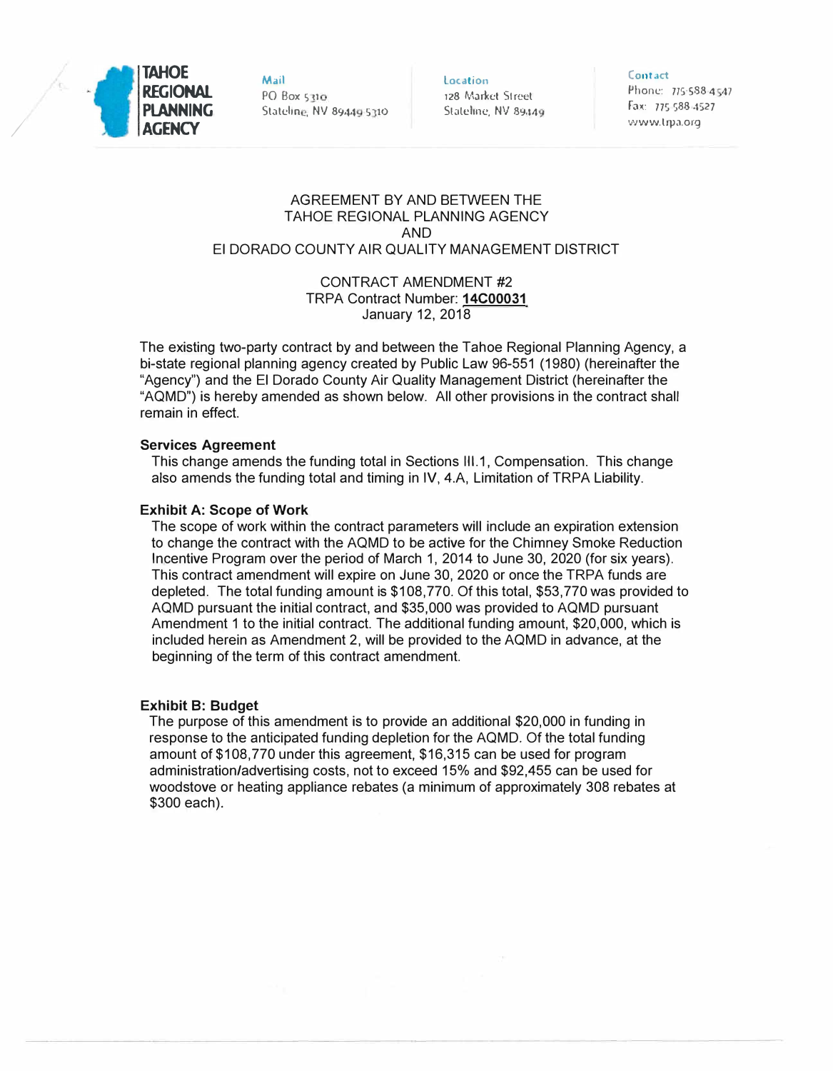TAHOE REGIONAL PLANNING AGENCY

Mail
PO Box 5310
Stateline, NV 89449-5310

Location
128 Market Street
Stateline, NV 89449

Contact
Phone: 775-588-4547
Fax: 775-588-4527
www.trpa.org

AGREEMENT BY AND BETWEEN THE
TAHOE REGIONAL PLANNING AGENCY
AND
El DORADO COUNTY AIR QUALITY MANAGEMENT DISTRICT

CONTRACT AMENDMENT #2
TRPA Contract Number: **14C00031**
January 12, 2018

The existing two-party contract by and between the Tahoe Regional Planning Agency, a bi-state regional planning agency created by Public Law 96-551 (1980) (hereinafter the "Agency") and the El Dorado County Air Quality Management District (hereinafter the "AQMD") is hereby amended as shown below. All other provisions in the contract shall remain in effect.

**Services Agreement**

This change amends the funding total in Sections III.1, Compensation. This change also amends the funding total and timing in IV, 4.A, Limitation of TRPA Liability.

**Exhibit A: Scope of Work**

The scope of work within the contract parameters will include an expiration extension to change the contract with the AQMD to be active for the Chimney Smoke Reduction Incentive Program over the period of March 1, 2014 to June 30, 2020 (for six years). This contract amendment will expire on June 30, 2020 or once the TRPA funds are depleted. The total funding amount is $108,770. Of this total, $53,770 was provided to AQMD pursuant the initial contract, and $35,000 was provided to AQMD pursuant Amendment 1 to the initial contract. The additional funding amount, $20,000, which is included herein as Amendment 2, will be provided to the AQMD in advance, at the beginning of the term of this contract amendment.

**Exhibit B: Budget**

The purpose of this amendment is to provide an additional $20,000 in funding in response to the anticipated funding depletion for the AQMD. Of the total funding amount of $108,770 under this agreement, $16,315 can be used for program administration/advertising costs, not to exceed 15% and $92,455 can be used for woodstove or heating appliance rebates (a minimum of approximately 308 rebates at $300 each).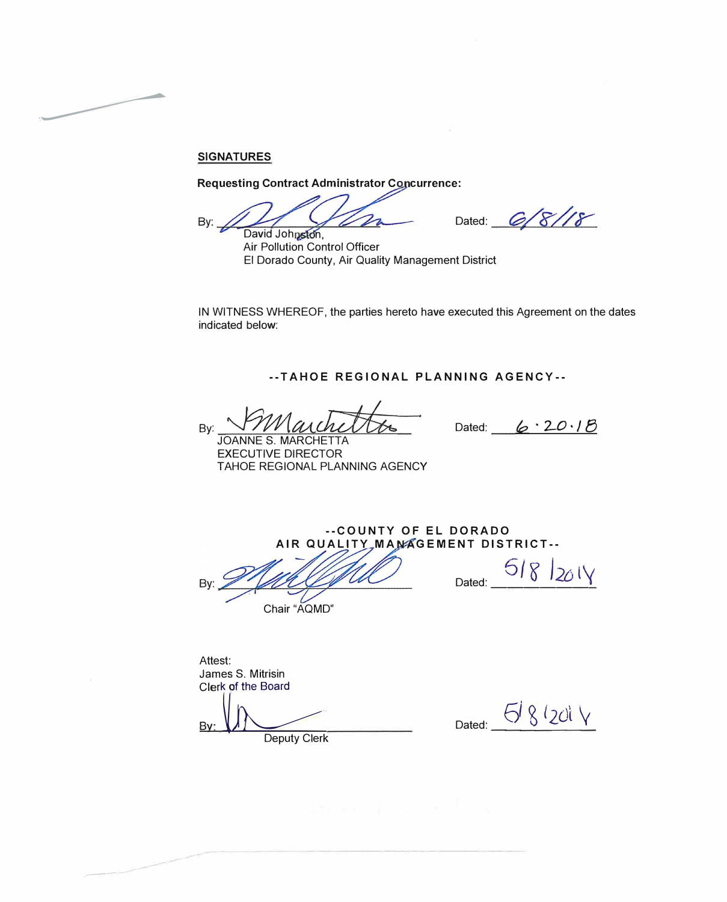**SIGNATURES**

**Requesting Contract Administrator Concurrence:**

By: ______________________ Dated: 6/8/18

David Johnston,
Air Pollution Control Officer
El Dorado County, Air Quality Management District

IN WITNESS WHEREOF, the parties hereto have executed this Agreement on the dates indicated below:

**--TAHOE REGIONAL PLANNING AGENCY--**

By: ______________________ Dated: 6·20·18

JOANNE S. MARCHETTA
EXECUTIVE DIRECTOR
TAHOE REGIONAL PLANNING AGENCY

**--COUNTY OF EL DORADO**
**AIR QUALITY MANAGEMENT DISTRICT--**

By: ______________________ Dated: 5/8/2018

Chair "AQMD"

Attest:
James S. Mitrisin
Clerk of the Board

By: ______________________ Dated: 5/8/2018

Deputy Clerk